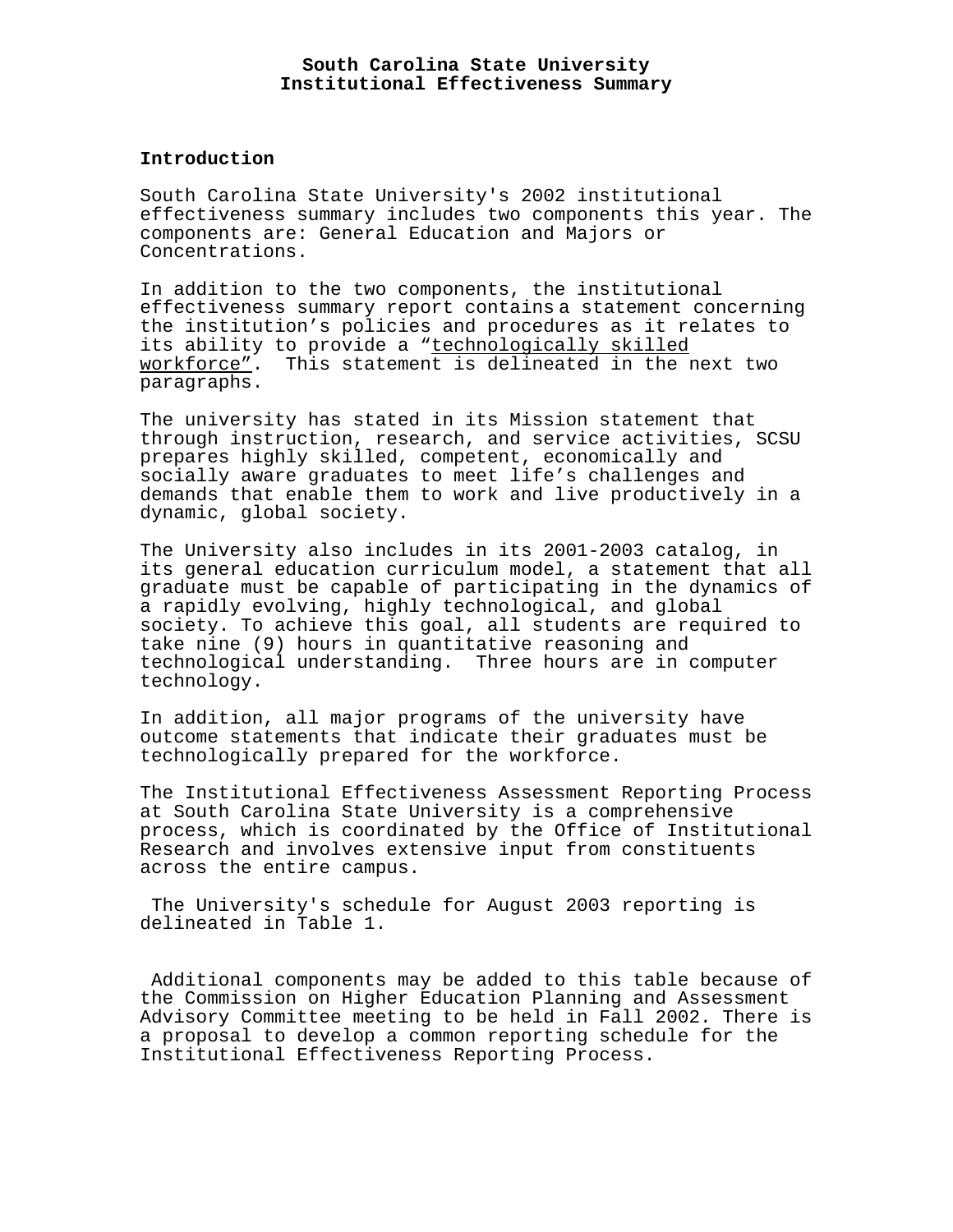# South Carolina State University
# Institutional Effectiveness Summary

## Introduction

South Carolina State University's 2002 institutional effectiveness summary includes two components this year. The components are: General Education and Majors or Concentrations.

In addition to the two components, the institutional effectiveness summary report contains a statement concerning the institution's policies and procedures as it relates to its ability to provide a "<u>technologically skilled workforce</u>". This statement is delineated in the next two paragraphs.

The university has stated in its Mission statement that through instruction, research, and service activities, SCSU prepares highly skilled, competent, economically and socially aware graduates to meet life's challenges and demands that enable them to work and live productively in a dynamic, global society.

The University also includes in its 2001-2003 catalog, in its general education curriculum model, a statement that all graduate must be capable of participating in the dynamics of a rapidly evolving, highly technological, and global society. To achieve this goal, all students are required to take nine (9) hours in quantitative reasoning and technological understanding. Three hours are in computer technology.

In addition, all major programs of the university have outcome statements that indicate their graduates must be technologically prepared for the workforce.

The Institutional Effectiveness Assessment Reporting Process at South Carolina State University is a comprehensive process, which is coordinated by the Office of Institutional Research and involves extensive input from constituents across the entire campus.

The University's schedule for August 2003 reporting is delineated in Table 1.

Additional components may be added to this table because of the Commission on Higher Education Planning and Assessment Advisory Committee meeting to be held in Fall 2002. There is a proposal to develop a common reporting schedule for the Institutional Effectiveness Reporting Process.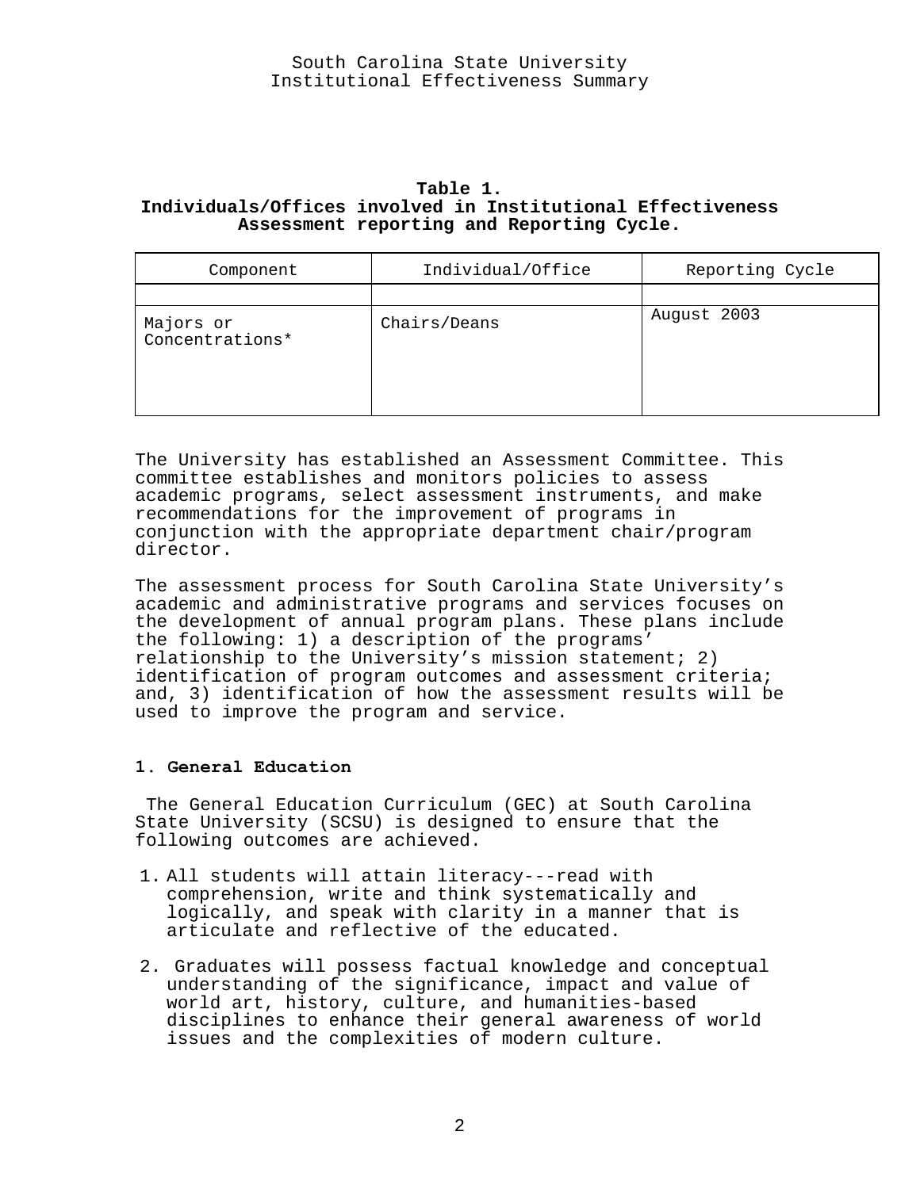South Carolina State University
Institutional Effectiveness Summary

**Table 1.**
**Individuals/Offices involved in Institutional Effectiveness Assessment reporting and Reporting Cycle.**

| Component | Individual/Office | Reporting Cycle |
|---|---|---|
| | | |
| Majors or Concentrations* | Chairs/Deans | August 2003 |

The University has established an Assessment Committee. This committee establishes and monitors policies to assess academic programs, select assessment instruments, and make recommendations for the improvement of programs in conjunction with the appropriate department chair/program director.

The assessment process for South Carolina State University's academic and administrative programs and services focuses on the development of annual program plans. These plans include the following: 1) a description of the programs' relationship to the University's mission statement; 2) identification of program outcomes and assessment criteria; and, 3) identification of how the assessment results will be used to improve the program and service.

**1. General Education**

The General Education Curriculum (GEC) at South Carolina State University (SCSU) is designed to ensure that the following outcomes are achieved.

1. All students will attain literacy---read with comprehension, write and think systematically and logically, and speak with clarity in a manner that is articulate and reflective of the educated.
2. Graduates will possess factual knowledge and conceptual understanding of the significance, impact and value of world art, history, culture, and humanities-based disciplines to enhance their general awareness of world issues and the complexities of modern culture.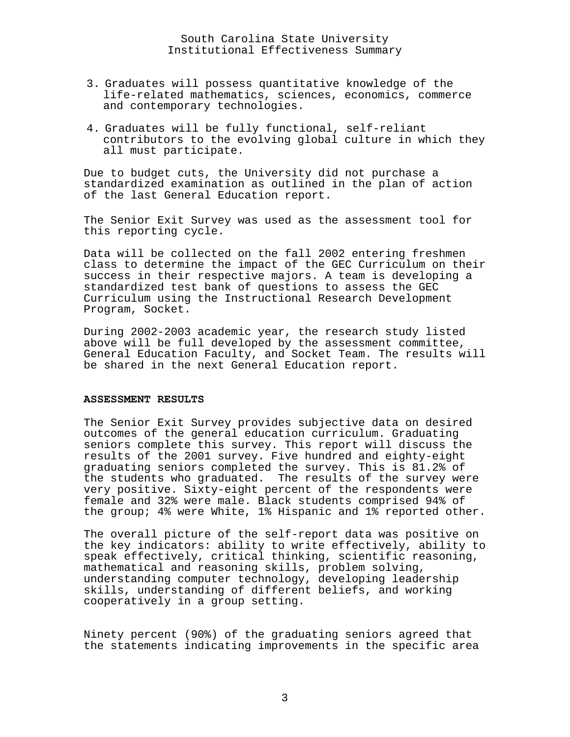3. Graduates will possess quantitative knowledge of the life-related mathematics, sciences, economics, commerce and contemporary technologies.

4. Graduates will be fully functional, self-reliant contributors to the evolving global culture in which they all must participate.

Due to budget cuts, the University did not purchase a standardized examination as outlined in the plan of action of the last General Education report.

The Senior Exit Survey was used as the assessment tool for this reporting cycle.

Data will be collected on the fall 2002 entering freshmen class to determine the impact of the GEC Curriculum on their success in their respective majors. A team is developing a standardized test bank of questions to assess the GEC Curriculum using the Instructional Research Development Program, Socket.

During 2002-2003 academic year, the research study listed above will be full developed by the assessment committee, General Education Faculty, and Socket Team. The results will be shared in the next General Education report.

**ASSESSMENT RESULTS**

The Senior Exit Survey provides subjective data on desired outcomes of the general education curriculum. Graduating seniors complete this survey. This report will discuss the results of the 2001 survey. Five hundred and eighty-eight graduating seniors completed the survey. This is 81.2% of the students who graduated. The results of the survey were very positive. Sixty-eight percent of the respondents were female and 32% were male. Black students comprised 94% of the group; 4% were White, 1% Hispanic and 1% reported other.

The overall picture of the self-report data was positive on the key indicators: ability to write effectively, ability to speak effectively, critical thinking, scientific reasoning, mathematical and reasoning skills, problem solving, understanding computer technology, developing leadership skills, understanding of different beliefs, and working cooperatively in a group setting.

Ninety percent (90%) of the graduating seniors agreed that the statements indicating improvements in the specific area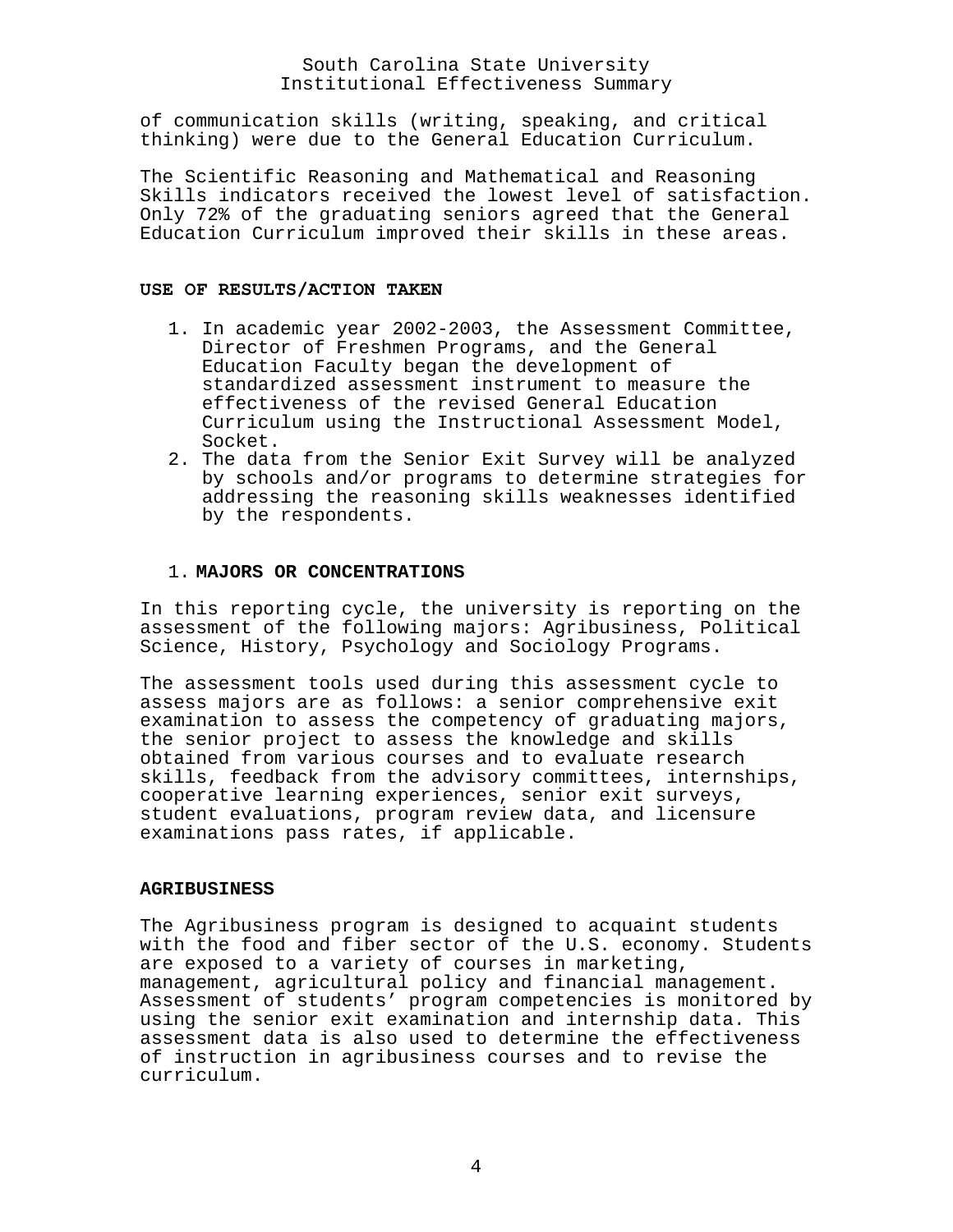of communication skills (writing, speaking, and critical thinking) were due to the General Education Curriculum.

The Scientific Reasoning and Mathematical and Reasoning Skills indicators received the lowest level of satisfaction. Only 72% of the graduating seniors agreed that the General Education Curriculum improved their skills in these areas.

**USE OF RESULTS/ACTION TAKEN**

1. In academic year 2002-2003, the Assessment Committee, Director of Freshmen Programs, and the General Education Faculty began the development of standardized assessment instrument to measure the effectiveness of the revised General Education Curriculum using the Instructional Assessment Model, Socket.
2. The data from the Senior Exit Survey will be analyzed by schools and/or programs to determine strategies for addressing the reasoning skills weaknesses identified by the respondents.

1. **MAJORS OR CONCENTRATIONS**

In this reporting cycle, the university is reporting on the assessment of the following majors: Agribusiness, Political Science, History, Psychology and Sociology Programs.

The assessment tools used during this assessment cycle to assess majors are as follows: a senior comprehensive exit examination to assess the competency of graduating majors, the senior project to assess the knowledge and skills obtained from various courses and to evaluate research skills, feedback from the advisory committees, internships, cooperative learning experiences, senior exit surveys, student evaluations, program review data, and licensure examinations pass rates, if applicable.

**AGRIBUSINESS**

The Agribusiness program is designed to acquaint students with the food and fiber sector of the U.S. economy. Students are exposed to a variety of courses in marketing, management, agricultural policy and financial management. Assessment of students' program competencies is monitored by using the senior exit examination and internship data. This assessment data is also used to determine the effectiveness of instruction in agribusiness courses and to revise the curriculum.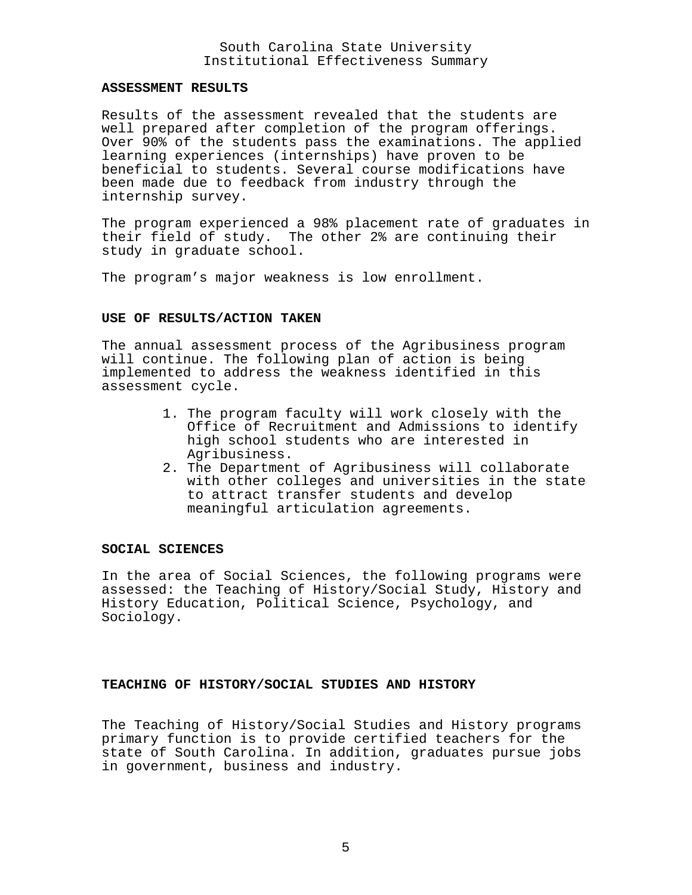## ASSESSMENT RESULTS

Results of the assessment revealed that the students are well prepared after completion of the program offerings. Over 90% of the students pass the examinations. The applied learning experiences (internships) have proven to be beneficial to students. Several course modifications have been made due to feedback from industry through the internship survey.

The program experienced a 98% placement rate of graduates in their field of study. The other 2% are continuing their study in graduate school.

The program's major weakness is low enrollment.

## USE OF RESULTS/ACTION TAKEN

The annual assessment process of the Agribusiness program will continue. The following plan of action is being implemented to address the weakness identified in this assessment cycle.

1. The program faculty will work closely with the Office of Recruitment and Admissions to identify high school students who are interested in Agribusiness.
2. The Department of Agribusiness will collaborate with other colleges and universities in the state to attract transfer students and develop meaningful articulation agreements.

## SOCIAL SCIENCES

In the area of Social Sciences, the following programs were assessed: the Teaching of History/Social Study, History and History Education, Political Science, Psychology, and Sociology.

## TEACHING OF HISTORY/SOCIAL STUDIES AND HISTORY

The Teaching of History/Social Studies and History programs primary function is to provide certified teachers for the state of South Carolina. In addition, graduates pursue jobs in government, business and industry.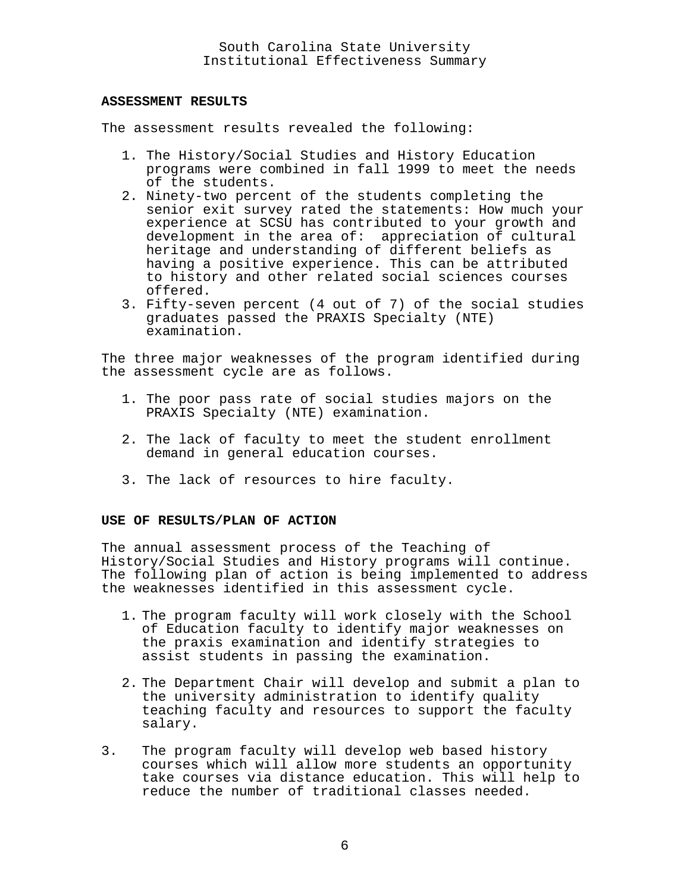## ASSESSMENT RESULTS

The assessment results revealed the following:

1. The History/Social Studies and History Education programs were combined in fall 1999 to meet the needs of the students.
2. Ninety-two percent of the students completing the senior exit survey rated the statements: How much your experience at SCSU has contributed to your growth and development in the area of: appreciation of cultural heritage and understanding of different beliefs as having a positive experience. This can be attributed to history and other related social sciences courses offered.
3. Fifty-seven percent (4 out of 7) of the social studies graduates passed the PRAXIS Specialty (NTE) examination.

The three major weaknesses of the program identified during the assessment cycle are as follows.

1. The poor pass rate of social studies majors on the PRAXIS Specialty (NTE) examination.

2. The lack of faculty to meet the student enrollment demand in general education courses.

3. The lack of resources to hire faculty.

## USE OF RESULTS/PLAN OF ACTION

The annual assessment process of the Teaching of History/Social Studies and History programs will continue. The following plan of action is being implemented to address the weaknesses identified in this assessment cycle.

1. The program faculty will work closely with the School of Education faculty to identify major weaknesses on the praxis examination and identify strategies to assist students in passing the examination.

2. The Department Chair will develop and submit a plan to the university administration to identify quality teaching faculty and resources to support the faculty salary.

3. The program faculty will develop web based history courses which will allow more students an opportunity take courses via distance education. This will help to reduce the number of traditional classes needed.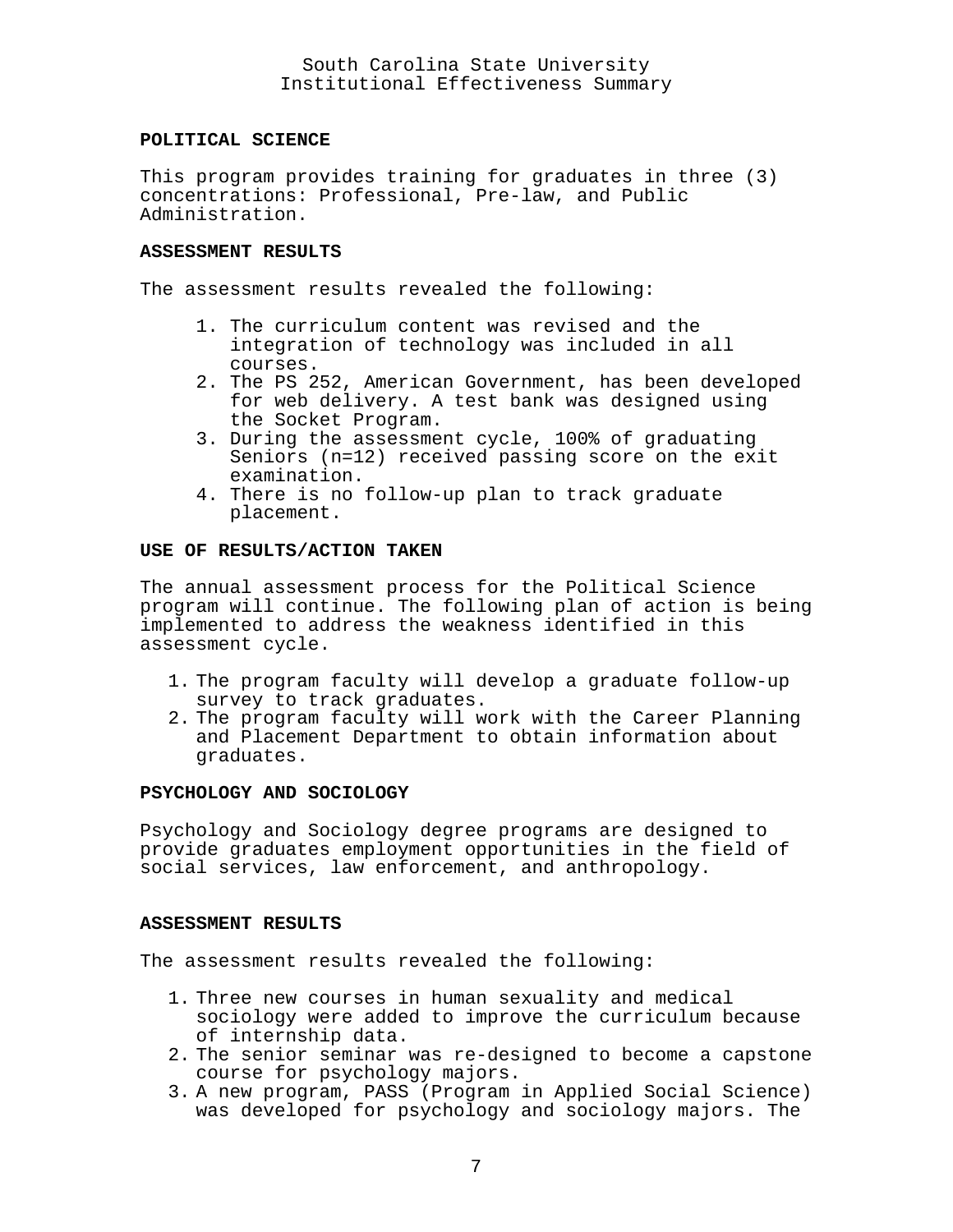## POLITICAL SCIENCE

This program provides training for graduates in three (3) concentrations: Professional, Pre-law, and Public Administration.

### ASSESSMENT RESULTS

The assessment results revealed the following:

1. The curriculum content was revised and the integration of technology was included in all courses.
2. The PS 252, American Government, has been developed for web delivery. A test bank was designed using the Socket Program.
3. During the assessment cycle, 100% of graduating Seniors (n=12) received passing score on the exit examination.
4. There is no follow-up plan to track graduate placement.

### USE OF RESULTS/ACTION TAKEN

The annual assessment process for the Political Science program will continue. The following plan of action is being implemented to address the weakness identified in this assessment cycle.

1. The program faculty will develop a graduate follow-up survey to track graduates.
2. The program faculty will work with the Career Planning and Placement Department to obtain information about graduates.

## PSYCHOLOGY AND SOCIOLOGY

Psychology and Sociology degree programs are designed to provide graduates employment opportunities in the field of social services, law enforcement, and anthropology.

### ASSESSMENT RESULTS

The assessment results revealed the following:

1. Three new courses in human sexuality and medical sociology were added to improve the curriculum because of internship data.
2. The senior seminar was re-designed to become a capstone course for psychology majors.
3. A new program, PASS (Program in Applied Social Science) was developed for psychology and sociology majors. The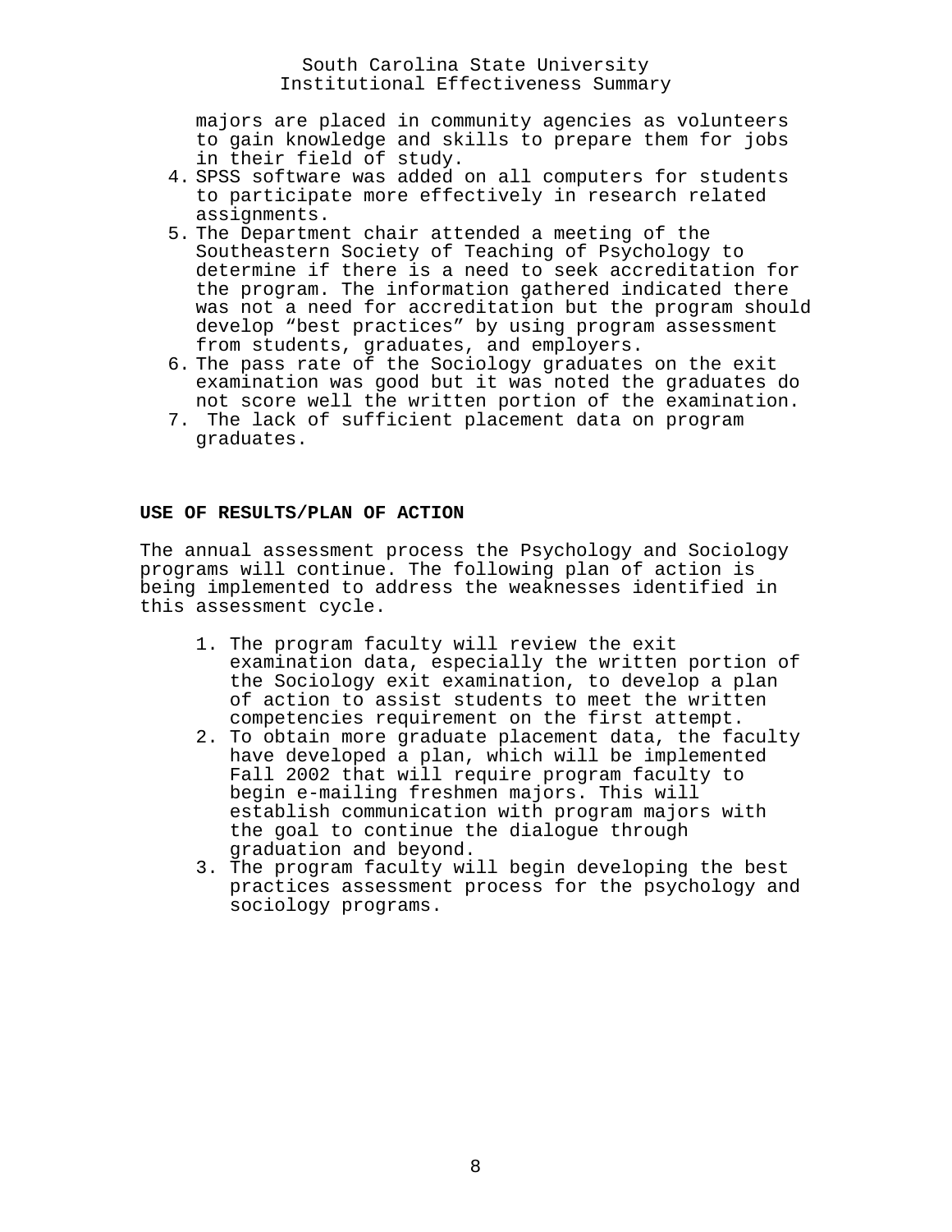majors are placed in community agencies as volunteers to gain knowledge and skills to prepare them for jobs in their field of study.

4. SPSS software was added on all computers for students to participate more effectively in research related assignments.
5. The Department chair attended a meeting of the Southeastern Society of Teaching of Psychology to determine if there is a need to seek accreditation for the program. The information gathered indicated there was not a need for accreditation but the program should develop "best practices" by using program assessment from students, graduates, and employers.
6. The pass rate of the Sociology graduates on the exit examination was good but it was noted the graduates do not score well the written portion of the examination.
7. The lack of sufficient placement data on program graduates.

**USE OF RESULTS/PLAN OF ACTION**

The annual assessment process the Psychology and Sociology programs will continue. The following plan of action is being implemented to address the weaknesses identified in this assessment cycle.

1. The program faculty will review the exit examination data, especially the written portion of the Sociology exit examination, to develop a plan of action to assist students to meet the written competencies requirement on the first attempt.
2. To obtain more graduate placement data, the faculty have developed a plan, which will be implemented Fall 2002 that will require program faculty to begin e-mailing freshmen majors. This will establish communication with program majors with the goal to continue the dialogue through graduation and beyond.
3. The program faculty will begin developing the best practices assessment process for the psychology and sociology programs.